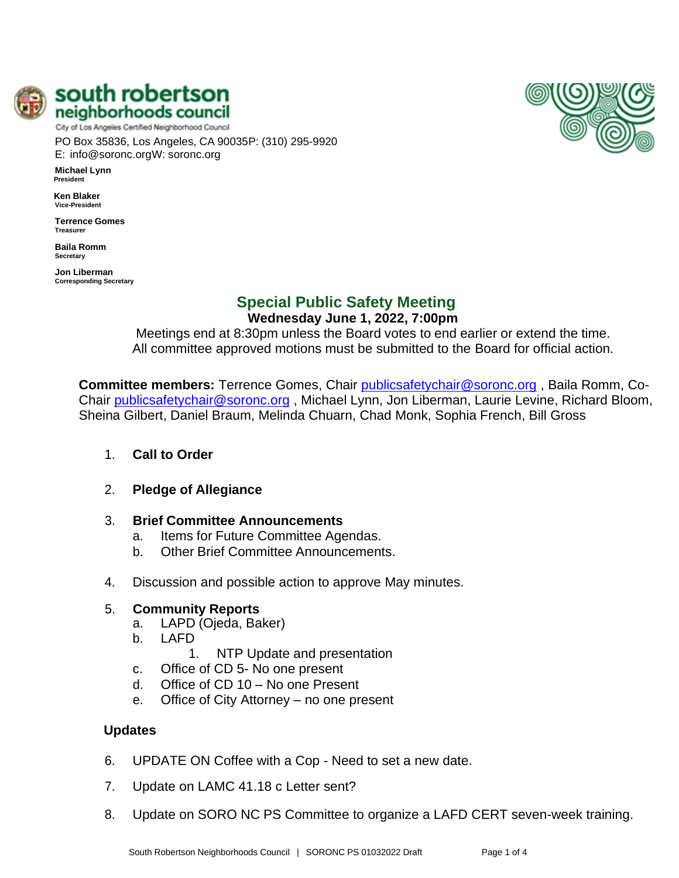**south robertson**
**neighborhoods council**
City of Los Angeles Certified Neighborhood Council

PO Box 35836, Los Angeles, CA 90035P: (310) 295-9920
E: info@soronc.orgW: soronc.org

**Michael Lynn**
President

**Ken Blaker**
Vice-President

**Terrence Gomes**
Treasurer

**Baila Romm**
Secretary

**Jon Liberman**
Corresponding Secretary

## Special Public Safety Meeting

**Wednesday June 1, 2022, 7:00pm**

Meetings end at 8:30pm unless the Board votes to end earlier or extend the time.
All committee approved motions must be submitted to the Board for official action.

**Committee members:** Terrence Gomes, Chair publicsafetychair@soronc.org , Baila Romm, Co-Chair publicsafetychair@soronc.org , Michael Lynn, Jon Liberman, Laurie Levine, Richard Bloom, Sheina Gilbert, Daniel Braum, Melinda Chuarn, Chad Monk, Sophia French, Bill Gross

1. **Call to Order**
2. **Pledge of Allegiance**
3. **Brief Committee Announcements**
   a. Items for Future Committee Agendas.
   b. Other Brief Committee Announcements.
4. Discussion and possible action to approve May minutes.
5. **Community Reports**
   a. LAPD (Ojeda, Baker)
   b. LAFD
      1. NTP Update and presentation
   c. Office of CD 5- No one present
   d. Office of CD 10 – No one Present
   e. Office of City Attorney – no one present

**Updates**

6. UPDATE ON Coffee with a Cop - Need to set a new date.
7. Update on LAMC 41.18 c Letter sent?
8. Update on SORO NC PS Committee to organize a LAFD CERT seven-week training.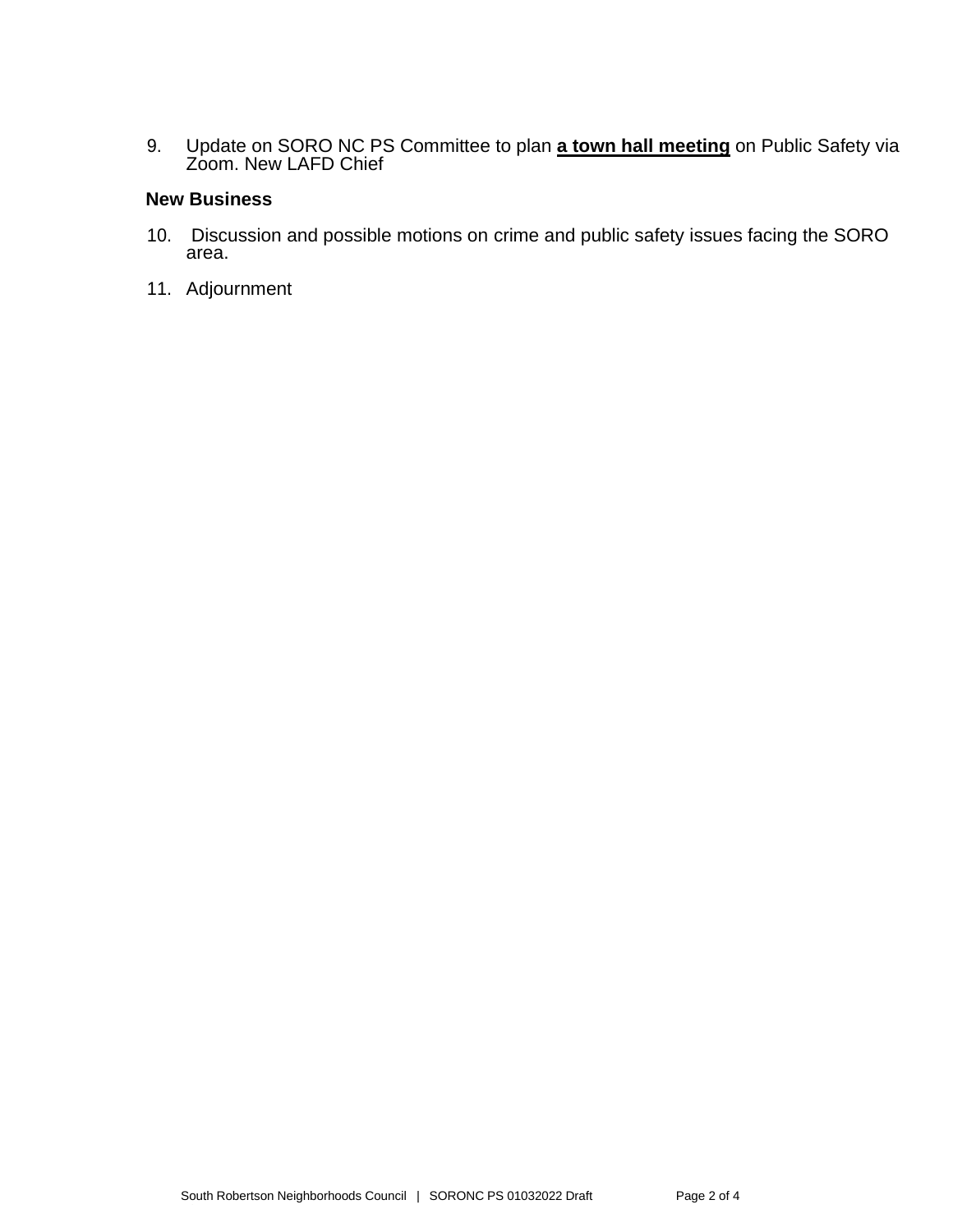9. Update on SORO NC PS Committee to plan **<u>a town hall meeting</u>** on Public Safety via Zoom. New LAFD Chief

**New Business**

10. Discussion and possible motions on crime and public safety issues facing the SORO area.

11. Adjournment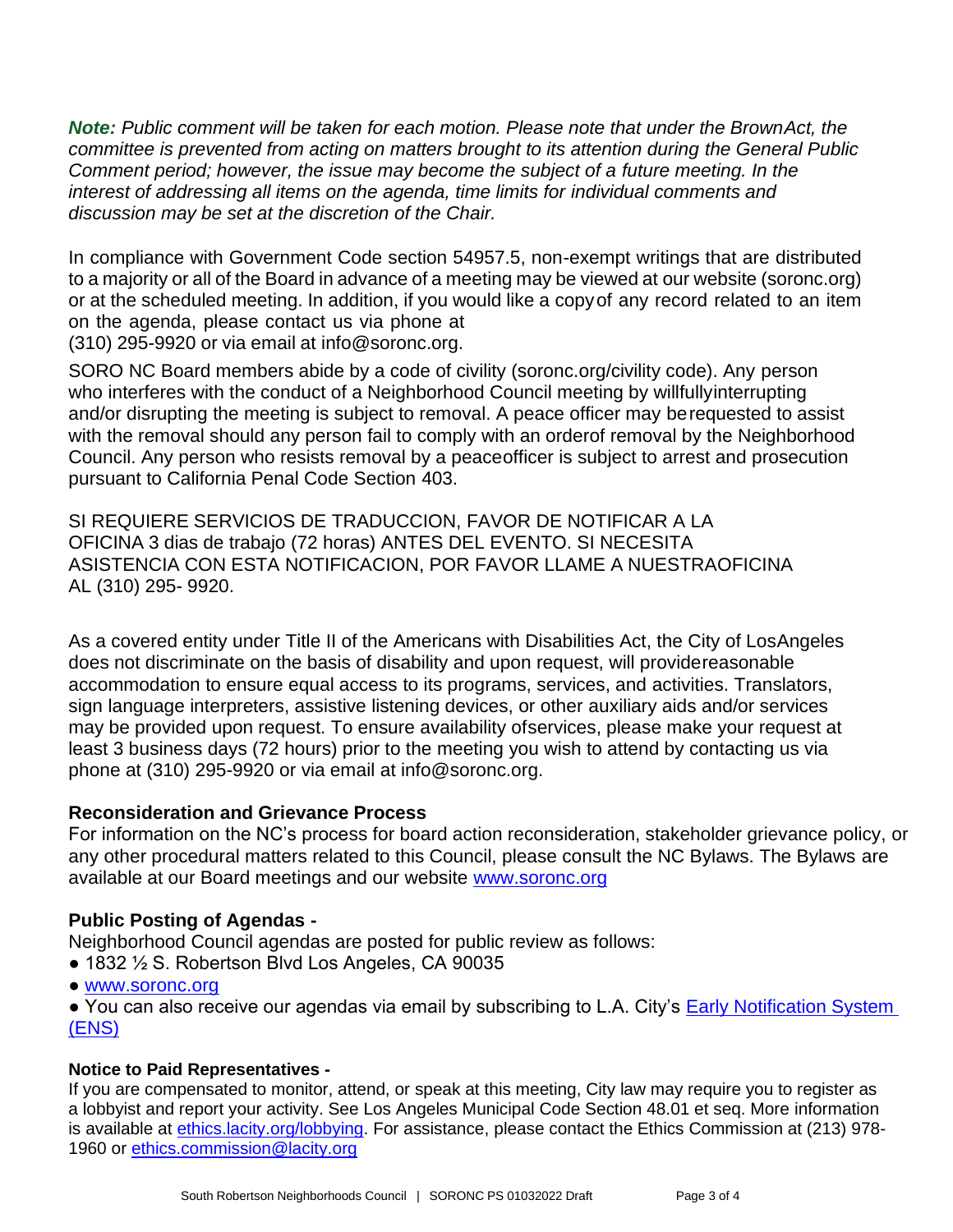***Note:*** *Public comment will be taken for each motion. Please note that under the BrownAct, the committee is prevented from acting on matters brought to its attention during the General Public Comment period; however, the issue may become the subject of a future meeting. In the interest of addressing all items on the agenda, time limits for individual comments and discussion may be set at the discretion of the Chair.*

In compliance with Government Code section 54957.5, non-exempt writings that are distributed to a majority or all of the Board in advance of a meeting may be viewed at our website (soronc.org) or at the scheduled meeting. In addition, if you would like a copy of any record related to an item on the agenda, please contact us via phone at (310) 295-9920 or via email at info@soronc.org.

SORO NC Board members abide by a code of civility (soronc.org/civility code). Any person who interferes with the conduct of a Neighborhood Council meeting by willfullyinterrupting and/or disrupting the meeting is subject to removal. A peace officer may berequested to assist with the removal should any person fail to comply with an orderof removal by the Neighborhood Council. Any person who resists removal by a peaceofficer is subject to arrest and prosecution pursuant to California Penal Code Section 403.

SI REQUIERE SERVICIOS DE TRADUCCION, FAVOR DE NOTIFICAR A LA OFICINA 3 dias de trabajo (72 horas) ANTES DEL EVENTO. SI NECESITA ASISTENCIA CON ESTA NOTIFICACION, POR FAVOR LLAME A NUESTRAOFICINA AL (310) 295- 9920.

As a covered entity under Title II of the Americans with Disabilities Act, the City of LosAngeles does not discriminate on the basis of disability and upon request, will providereasonable accommodation to ensure equal access to its programs, services, and activities. Translators, sign language interpreters, assistive listening devices, or other auxiliary aids and/or services may be provided upon request. To ensure availability ofservices, please make your request at least 3 business days (72 hours) prior to the meeting you wish to attend by contacting us via phone at (310) 295-9920 or via email at info@soronc.org.

### Reconsideration and Grievance Process

For information on the NC's process for board action reconsideration, stakeholder grievance policy, or any other procedural matters related to this Council, please consult the NC Bylaws. The Bylaws are available at our Board meetings and our website [www.soronc.org](www.soronc.org)

### Public Posting of Agendas -

Neighborhood Council agendas are posted for public review as follows:

- 1832 ½ S. Robertson Blvd Los Angeles, CA 90035
- [www.soronc.org](www.soronc.org)
- You can also receive our agendas via email by subscribing to L.A. City's [Early Notification System (ENS)]()

### Notice to Paid Representatives -

If you are compensated to monitor, attend, or speak at this meeting, City law may require you to register as a lobbyist and report your activity. See Los Angeles Municipal Code Section 48.01 et seq. More information is available at [ethics.lacity.org/lobbying](ethics.lacity.org/lobbying). For assistance, please contact the Ethics Commission at (213) 978-1960 or [ethics.commission@lacity.org](mailto:ethics.commission@lacity.org)